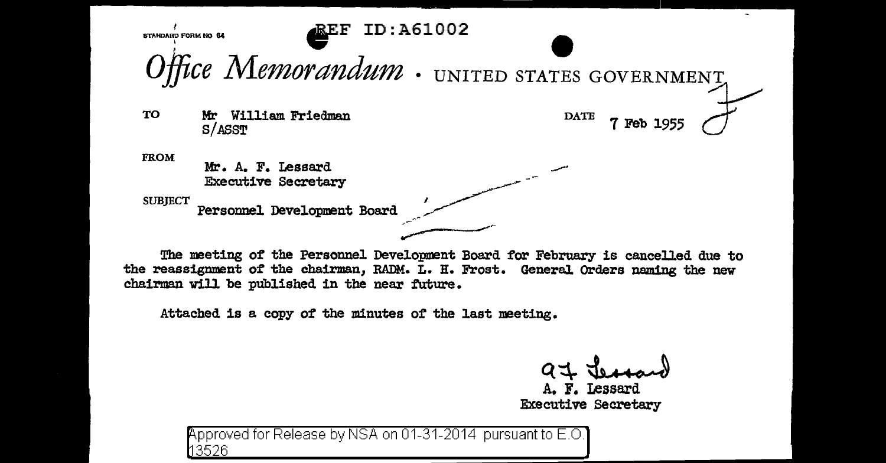STANDARD FORM NO 64

REF ID:A61002

# *Office Memorandum* • UNITED STATES GOVERNMENT

TO Mr William Friedman
S/ASST

DATE 7 Feb 1955

FROM Mr. A. F. Lessard
Executive Secretary

SUBJECT Personnel Development Board

The meeting of the Personnel Development Board for February is cancelled due to the reassignment of the chairman, RADM. L. H. Frost. General Orders naming the new chairman will be published in the near future.

Attached is a copy of the minutes of the last meeting.

A. F. Lessard
Executive Secretary

Approved for Release by NSA on 01-31-2014 pursuant to E.O. 13526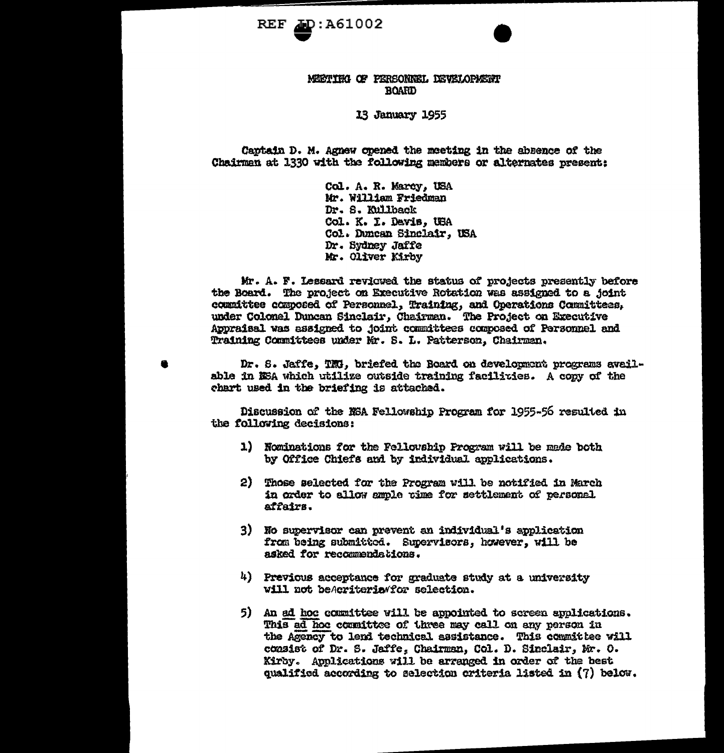REF ID:A61002

MEETING OF PERSONNEL DEVELOPMENT BOARD

13 January 1955

Captain D. M. Agnew opened the meeting in the absence of the Chairman at 1330 with the following members or alternates present:

Col. A. R. Marcy, USA
Mr. William Friedman
Dr. S. Kullback
Col. K. I. Davis, USA
Col. Duncan Sinclair, USA
Dr. Sydney Jaffe
Mr. Oliver Kirby

Mr. A. F. Lessard reviewed the status of projects presently before the Board. The project on Executive Rotation was assigned to a joint committee composed of Personnel, Training, and Operations Committees, under Colonel Duncan Sinclair, Chairman. The Project on Executive Appraisal was assigned to joint committees composed of Personnel and Training Committees under Mr. S. L. Patterson, Chairman.

Dr. S. Jaffe, TNG, briefed the Board on development programs available in NSA which utilize outside training facilities. A copy of the chart used in the briefing is attached.

Discussion of the NSA Fellowship Program for 1955-56 resulted in the following decisions:

1) Nominations for the Fellowship Program will be made both by Office Chiefs and by individual applications.

2) Those selected for the Program will be notified in March in order to allow ample time for settlement of personal affairs.

3) No supervisor can prevent an individual's application from being submitted. Supervisors, however, will be asked for recommendations.

4) Previous acceptance for graduate study at a university will not be criteria for selection.

5) An ad hoc committee will be appointed to screen applications. This ad hoc committee of three may call on any person in the Agency to lend technical assistance. This committee will consist of Dr. S. Jaffe, Chairman, Col. D. Sinclair, Mr. O. Kirby. Applications will be arranged in order of the best qualified according to selection criteria listed in (7) below.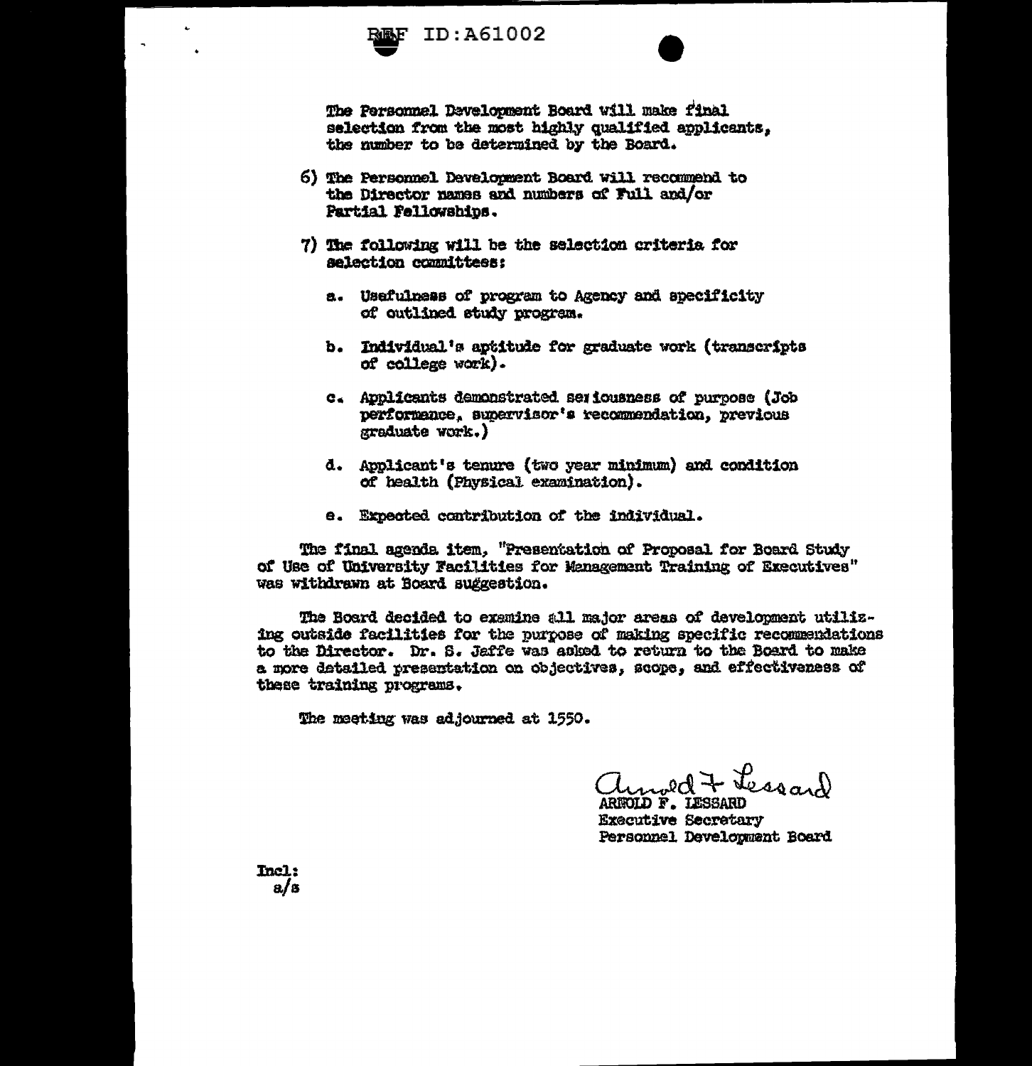The Personnel Development Board will make final selection from the most highly qualified applicants, the number to be determined by the Board.

6) The Personnel Development Board will recommend to the Director names and numbers of Full and/or Partial Fellowships.

7) The following will be the selection criteria for selection committees:

   a. Usefulness of program to Agency and specificity of outlined study program.

   b. Individual's aptitude for graduate work (transcripts of college work).

   c. Applicants demonstrated seriousness of purpose (Job performance, supervisor's recommendation, previous graduate work.)

   d. Applicant's tenure (two year minimum) and condition of health (Physical examination).

   e. Expected contribution of the individual.

The final agenda item, "Presentation of Proposal for Board Study of Use of University Facilities for Management Training of Executives" was withdrawn at Board suggestion.

The Board decided to examine all major areas of development utilizing outside facilities for the purpose of making specific recommendations to the Director. Dr. S. Jaffe was asked to return to the Board to make a more detailed presentation on objectives, scope, and effectiveness of these training programs.

The meeting was adjourned at 1550.

Arnold F. Lessard

ARNOLD F. LESSARD
Executive Secretary
Personnel Development Board

Incl:
a/s